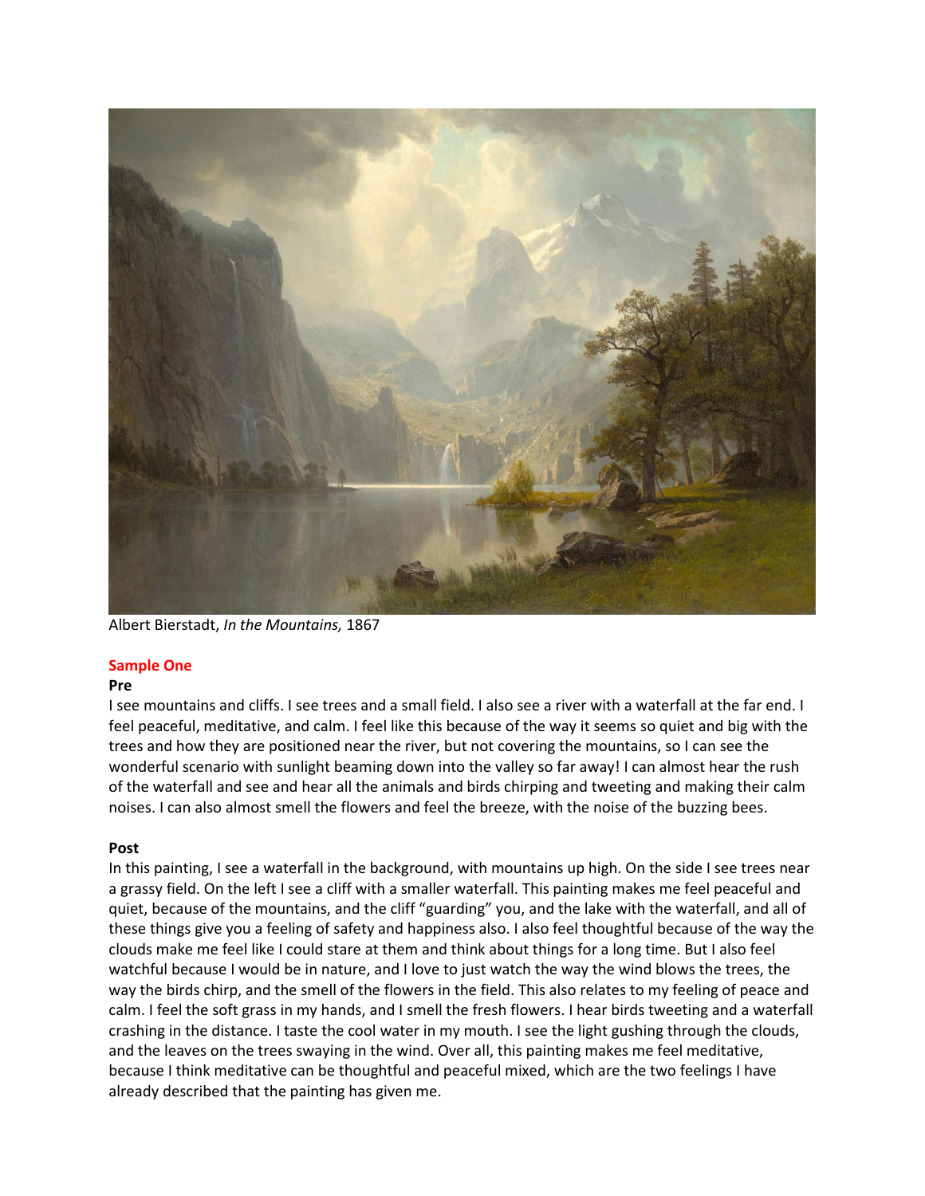Albert Bierstadt, *In the Mountains,* 1867

**Sample One**

**Pre**

I see mountains and cliffs. I see trees and a small field. I also see a river with a waterfall at the far end. I feel peaceful, meditative, and calm. I feel like this because of the way it seems so quiet and big with the trees and how they are positioned near the river, but not covering the mountains, so I can see the wonderful scenario with sunlight beaming down into the valley so far away! I can almost hear the rush of the waterfall and see and hear all the animals and birds chirping and tweeting and making their calm noises. I can also almost smell the flowers and feel the breeze, with the noise of the buzzing bees.

**Post**

In this painting, I see a waterfall in the background, with mountains up high. On the side I see trees near a grassy field. On the left I see a cliff with a smaller waterfall. This painting makes me feel peaceful and quiet, because of the mountains, and the cliff "guarding" you, and the lake with the waterfall, and all of these things give you a feeling of safety and happiness also. I also feel thoughtful because of the way the clouds make me feel like I could stare at them and think about things for a long time. But I also feel watchful because I would be in nature, and I love to just watch the way the wind blows the trees, the way the birds chirp, and the smell of the flowers in the field. This also relates to my feeling of peace and calm. I feel the soft grass in my hands, and I smell the fresh flowers. I hear birds tweeting and a waterfall crashing in the distance. I taste the cool water in my mouth. I see the light gushing through the clouds, and the leaves on the trees swaying in the wind. Over all, this painting makes me feel meditative, because I think meditative can be thoughtful and peaceful mixed, which are the two feelings I have already described that the painting has given me.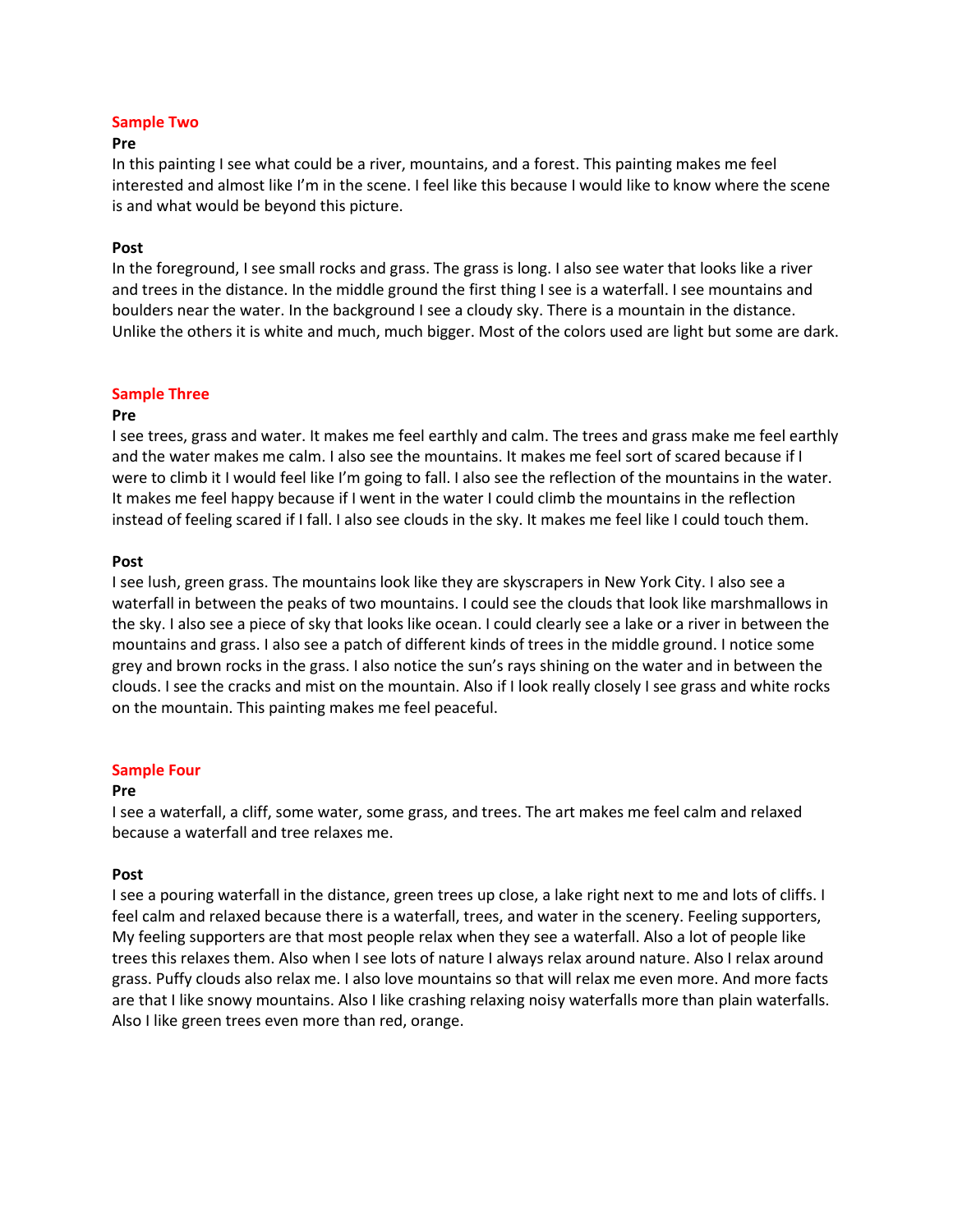## Sample Two

**Pre**

In this painting I see what could be a river, mountains, and a forest. This painting makes me feel interested and almost like I'm in the scene. I feel like this because I would like to know where the scene is and what would be beyond this picture.

**Post**

In the foreground, I see small rocks and grass. The grass is long. I also see water that looks like a river and trees in the distance. In the middle ground the first thing I see is a waterfall. I see mountains and boulders near the water. In the background I see a cloudy sky. There is a mountain in the distance. Unlike the others it is white and much, much bigger. Most of the colors used are light but some are dark.

## Sample Three

**Pre**

I see trees, grass and water. It makes me feel earthly and calm. The trees and grass make me feel earthly and the water makes me calm. I also see the mountains. It makes me feel sort of scared because if I were to climb it I would feel like I'm going to fall. I also see the reflection of the mountains in the water. It makes me feel happy because if I went in the water I could climb the mountains in the reflection instead of feeling scared if I fall. I also see clouds in the sky. It makes me feel like I could touch them.

**Post**

I see lush, green grass. The mountains look like they are skyscrapers in New York City. I also see a waterfall in between the peaks of two mountains. I could see the clouds that look like marshmallows in the sky. I also see a piece of sky that looks like ocean. I could clearly see a lake or a river in between the mountains and grass. I also see a patch of different kinds of trees in the middle ground. I notice some grey and brown rocks in the grass. I also notice the sun's rays shining on the water and in between the clouds. I see the cracks and mist on the mountain. Also if I look really closely I see grass and white rocks on the mountain. This painting makes me feel peaceful.

## Sample Four

**Pre**

I see a waterfall, a cliff, some water, some grass, and trees. The art makes me feel calm and relaxed because a waterfall and tree relaxes me.

**Post**

I see a pouring waterfall in the distance, green trees up close, a lake right next to me and lots of cliffs. I feel calm and relaxed because there is a waterfall, trees, and water in the scenery. Feeling supporters, My feeling supporters are that most people relax when they see a waterfall. Also a lot of people like trees this relaxes them. Also when I see lots of nature I always relax around nature. Also I relax around grass. Puffy clouds also relax me. I also love mountains so that will relax me even more. And more facts are that I like snowy mountains. Also I like crashing relaxing noisy waterfalls more than plain waterfalls. Also I like green trees even more than red, orange.